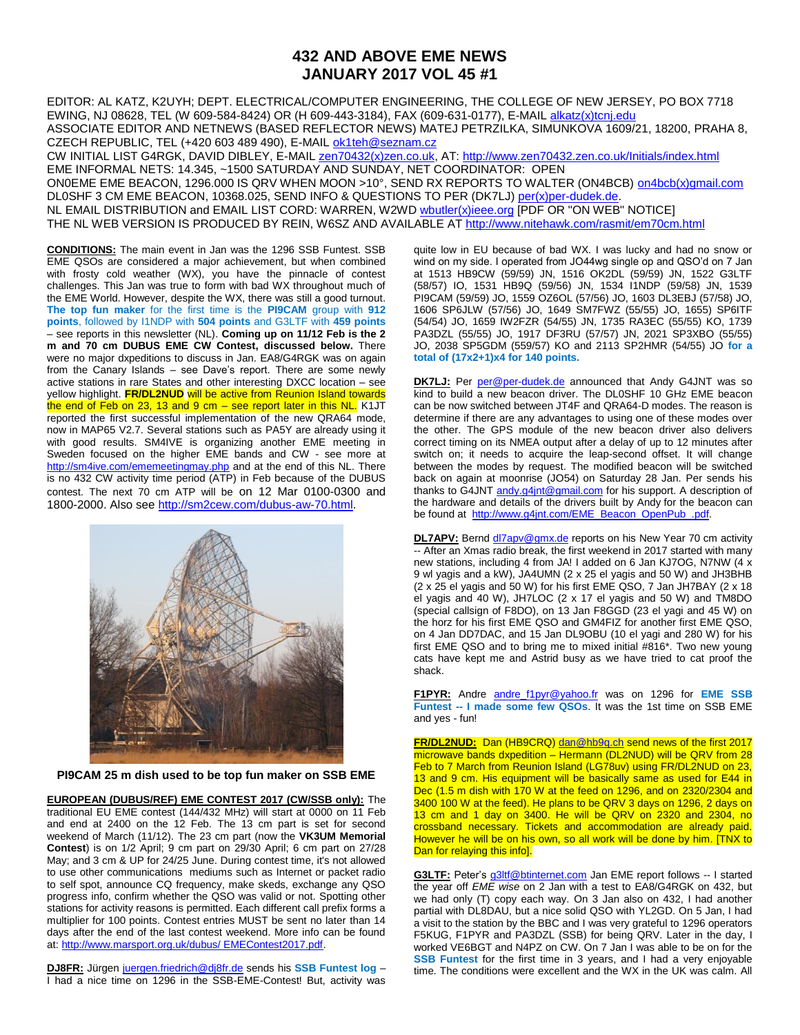# 432 AND ABOVE EME NEWS
# JANUARY 2017 VOL 45 #1

EDITOR: AL KATZ, K2UYH; DEPT. ELECTRICAL/COMPUTER ENGINEERING, THE COLLEGE OF NEW JERSEY, PO BOX 7718 EWING, NJ 08628, TEL (W 609-584-8424) OR (H 609-443-3184), FAX (609-631-0177), E-MAIL alkatz(x)tcnj.edu
ASSOCIATE EDITOR AND NETNEWS (BASED REFLECTOR NEWS) MATEJ PETRZILKA, SIMUNKOVA 1609/21, 18200, PRAHA 8, CZECH REPUBLIC, TEL (+420 603 489 490), E-MAIL ok1teh@seznam.cz
CW INITIAL LIST G4RGK, DAVID DIBLEY, E-MAIL zen70432(x)zen.co.uk, AT: http://www.zen70432.zen.co.uk/Initials/index.html
EME INFORMAL NETS: 14.345, ~1500 SATURDAY AND SUNDAY, NET COORDINATOR: OPEN
ON0EME EME BEACON, 1296.000 IS QRV WHEN MOON >10°, SEND RX REPORTS TO WALTER (ON4BCB) on4bcb(x)gmail.com
DL0SHF 3 CM EME BEACON, 10368.025, SEND INFO & QUESTIONS TO PER (DK7LJ) per(x)per-dudek.de.
NL EMAIL DISTRIBUTION and EMAIL LIST CORD: WARREN, W2WD wbutler(x)ieee.org [PDF OR "ON WEB" NOTICE]
THE NL WEB VERSION IS PRODUCED BY REIN, W6SZ AND AVAILABLE AT http://www.nitehawk.com/rasmit/em70cm.html

**CONDITIONS:** The main event in Jan was the 1296 SSB Funtest. SSB EME QSOs are considered a major achievement, but when combined with frosty cold weather (WX), you have the pinnacle of contest challenges. This Jan was true to form with bad WX throughout much of the EME World. However, despite the WX, there was still a good turnout. **The top fun maker** for the first time is the **PI9CAM** group with **912 points**, followed by I1NDP with **504 points** and G3LTF with **459 points** – see reports in this newsletter (NL). **Coming up on 11/12 Feb is the 2 m and 70 cm DUBUS EME CW Contest, discussed below.** There were no major dxpeditions to discuss in Jan. EA8/G4RGK was on again from the Canary Islands – see Dave's report. There are some newly active stations in rare States and other interesting DXCC location – see yellow highlight. **FR/DL2NUD** will be active from Reunion Island towards the end of Feb on 23, 13 and 9 cm – see report later in this NL. K1JT reported the first successful implementation of the new QRA64 mode, now in MAP65 V2.7. Several stations such as PA5Y are already using it with good results. SM4IVE is organizing another EME meeting in Sweden focused on the higher EME bands and CW - see more at http://sm4ive.com/ememeetingmay.php and at the end of this NL. There is no 432 CW activity time period (ATP) in Feb because of the DUBUS contest. The next 70 cm ATP will be on 12 Mar 0100-0300 and 1800-2000. Also see http://sm2cew.com/dubus-aw-70.html.

**PI9CAM 25 m dish used to be top fun maker on SSB EME**

**EUROPEAN (DUBUS/REF) EME CONTEST 2017 (CW/SSB only):** The traditional EU EME contest (144/432 MHz) will start at 0000 on 11 Feb and end at 2400 on the 12 Feb. The 13 cm part is set for second weekend of March (11/12). The 23 cm part (now the **VK3UM Memorial Contest**) is on 1/2 April; 9 cm part on 29/30 April; 6 cm part on 27/28 May; and 3 cm & UP for 24/25 June. During contest time, it's not allowed to use other communications mediums such as Internet or packet radio to self spot, announce CQ frequency, make skeds, exchange any QSO progress info, confirm whether the QSO was valid or not. Spotting other stations for activity reasons is permitted. Each different call prefix forms a multiplier for 100 points. Contest entries MUST be sent no later than 14 days after the end of the last contest weekend. More info can be found at: http://www.marsport.org.uk/dubus/ EMEContest2017.pdf.

**DJ8FR:** Jürgen juergen.friedrich@dj8fr.de sends his **SSB Funtest log** – I had a nice time on 1296 in the SSB-EME-Contest! But, activity was quite low in EU because of bad WX. I was lucky and had no snow or wind on my side. I operated from JO44wg single op and QSO'd on 7 Jan at 1513 HB9CW (59/59) JN, 1516 OK2DL (59/59) JN, 1522 G3LTF (58/57) IO, 1531 HB9Q (59/56) JN, 1534 I1NDP (59/58) JN, 1539 PI9CAM (59/59) JO, 1559 OZ6OL (57/56) JO, 1603 DL3EBJ (57/58) JO, 1606 SP6JLW (57/56) JO, 1649 SM7FWZ (55/55) JO, 1655) SP6ITF (54/54) JO, 1659 IW2FZR (54/55) JN, 1735 RA3EC (55/55) KO, 1739 PA3DZL (55/55) JO, 1917 DF3RU (57/57) JN, 2021 SP3XBO (55/55) JO, 2038 SP5GDM (559/57) KO and 2113 SP2HMR (54/55) JO **for a total of (17x2+1)x4 for 140 points.**

**DK7LJ:** Per per@per-dudek.de announced that Andy G4JNT was so kind to build a new beacon driver. The DL0SHF 10 GHz EME beacon can be now switched between JT4F and QRA64-D modes. The reason is determine if there are any advantages to using one of these modes over the other. The GPS module of the new beacon driver also delivers correct timing on its NMEA output after a delay of up to 12 minutes after switch on; it needs to acquire the leap-second offset. It will change between the modes by request. The modified beacon will be switched back on again at moonrise (JO54) on Saturday 28 Jan. Per sends his thanks to G4JNT andy.g4jnt@gmail.com for his support. A description of the hardware and details of the drivers built by Andy for the beacon can be found at http://www.g4jnt.com/EME_Beacon_OpenPub_.pdf.

**DL7APV:** Bernd dl7apv@gmx.de reports on his New Year 70 cm activity -- After an Xmas radio break, the first weekend in 2017 started with many new stations, including 4 from JA! I added on 6 Jan KJ7OG, N7NW (4 x 9 wl yagis and a kW), JA4UMN (2 x 25 el yagis and 50 W) and JH3BHB (2 x 25 el yagis and 50 W) for his first EME QSO, 7 Jan JH7BAY (2 x 18 el yagis and 40 W), JH7LOC (2 x 17 el yagis and 50 W) and TM8DO (special callsign of F8DO), on 13 Jan F8GGD (23 el yagi and 45 W) on the horz for his first EME QSO and GM4FIZ for another first EME QSO, on 4 Jan DD7DAC, and 15 Jan DL9OBU (10 el yagi and 280 W) for his first EME QSO and to bring me to mixed initial #816*. Two new young cats have kept me and Astrid busy as we have tried to cat proof the shack.

**F1PYR:** Andre andre_f1pyr@yahoo.fr was on 1296 for **EME SSB Funtest -- I made some few QSOs**. It was the 1st time on SSB EME and yes - fun!

**FR/DL2NUD:** Dan (HB9CRQ) dan@hb9q.ch send news of the first 2017 microwave bands dxpedition – Hermann (DL2NUD) will be QRV from 28 Feb to 7 March from Reunion Island (LG78uv) using FR/DL2NUD on 23, 13 and 9 cm. His equipment will be basically same as used for EA4 in Dec (1.5 m dish with 170 W at the feed on 1296, and on 2320/2304 and 3400 100 W at the feed). He plans to be QRV 3 days on 1296, 2 days on 13 cm and 1 day on 3400. He will be QRV on 2320 and 2304, no crossband necessary. Tickets and accommodation are already paid. However he will be on his own, so all work will be done by him. [TNX to Dan for relaying this info].

**G3LTF:** Peter's g3ltf@btinternet.com Jan EME report follows -- I started the year off *EME wise* on 2 Jan with a test to EA8/G4RGK on 432, but we had only (T) copy each way. On 3 Jan also on 432, I had another partial with DL8DAU, but a nice solid QSO with YL2GD. On 5 Jan, I had a visit to the station by the BBC and I was very grateful to 1296 operators F5KUG, F1PYR and PA3DZL (SSB) for being QRV. Later in the day, I worked VE6BGT and N4PZ on CW. On 7 Jan I was able to be on for the **SSB Funtest** for the first time in 3 years, and I had a very enjoyable time. The conditions were excellent and the WX in the UK was calm. All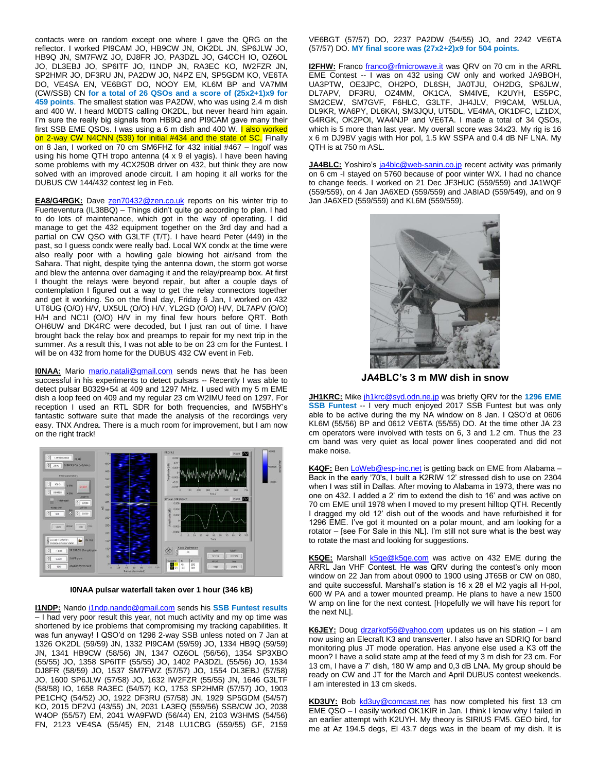contacts were on random except one where I gave the QRG on the reflector. I worked PI9CAM JO, HB9CW JN, OK2DL JN, SP6JLW JO, HB9Q JN, SM7FWZ JO, DJ8FR JO, PA3DZL JO, G4CCH IO, OZ6OL JO, DL3EBJ JO, SP6ITF JO, I1NDP JN, RA3EC KO, IW2FZR JN, SP2HMR JO, DF3RU JN, PA2DW JO, N4PZ EN, SP5GDM KO, VE6TA DO, VE4SA EN, VE6BGT DO, NOOY EM, KL6M BP and VA7MM (CW/SSB) CN **for a total of 26 QSOs and a score of (25x2+1)x9 for 459 points**. The smallest station was PA2DW, who was using 2.4 m dish and 400 W. I heard M0DTS calling OK2DL, but never heard him again. I'm sure the really big signals from HB9Q and PI9CAM gave many their first SSB EME QSOs. I was using a 6 m dish and 400 W. I also worked on 2-way CW N4CNN (539) for initial #434 and the state of SC. Finally on 8 Jan, I worked on 70 cm SM6FHZ for 432 initial #467 – Ingolf was using his home QTH tropo antenna (4 x 9 el yagis). I have been having some problems with my 4CX250B driver on 432, but think they are now solved with an improved anode circuit. I am hoping it all works for the DUBUS CW 144/432 contest leg in Feb.

**EA8/G4RGK:** Dave zen70432@zen.co.uk reports on his winter trip to Fuerteventura (IL38QQ) – Things didn't quite go according to plan. I had to do lots of maintenance, which got in the way of operating. I did manage to get the 432 equipment together on the 3rd day and had a partial on CW QSO with G3LTF (T/T). I have heard Peter (449) in the past, so I guess condx were really bad. Local WX condx at the time were also really poor with a howling gale blowing hot air/sand from the Sahara. That night, despite tying the antenna down, the storm got worse and blew the antenna over damaging it and the relay/preamp box. At first I thought the relays were beyond repair, but after a couple days of contemplation I figured out a way to get the relay connectors together and get it working. So on the final day, Friday 6 Jan, I worked on 432 UT6UG (O/O) H/V, UX5UL (O/O) H/V, YL2GD (O/O) H/V, DL7APV (O/O) H/H and NC1I (O/O) H/V in my final few hours before QRT. Both OH6UW and DK4RC were decoded, but I just ran out of time. I have brought back the relay box and preamps to repair for my next trip in the summer. As a result this, I was not able to be on 23 cm for the Funtest. I will be on 432 from home for the DUBUS 432 CW event in Feb.

**I0NAA:** Mario mario.natali@gmail.com sends news that he has been successful in his experiments to detect pulsars -- Recently I was able to detect pulsar B0329+54 at 409 and 1297 MHz. I used with my 5 m EME dish a loop feed on 409 and my regular 23 cm W2IMU feed on 1297. For reception I used an RTL SDR for both frequencies, and IW5BHY's fantastic software suite that made the analysis of the recordings very easy. TNX Andrea. There is a much room for improvement, but I am now on the right track!

**I0NAA pulsar waterfall taken over 1 hour (346 kB)**

**I1NDP:** Nando i1ndp.nando@gmail.com sends his **SSB Funtest results** – I had very poor result this year, not much activity and my op time was shortened by ice problems that compromising my tracking capabilities. It was fun anyway! I QSO'd on 1296 2-way SSB unless noted on 7 Jan at 1326 OK2DL (59/59) JN, 1332 PI9CAM (59/59) JO, 1334 HB9Q (59/59) JN, 1341 HB9CW (58/56) JN, 1347 OZ6OL (56/56), 1354 SP3XBO (55/55) JO, 1358 SP6ITF (55/55) JO, 1402 PA3DZL (55/56) JO, 1534 DJ8FR (58/59) JO, 1537 SM7FWZ (57/57) JO, 1554 DL3EBJ (57/58) JO, 1600 SP6JLW (57/58) JO, 1632 IW2FZR (55/55) JN, 1646 G3LTF (58/58) IO, 1658 RA3EC (54/57) KO, 1753 SP2HMR (57/57) JO, 1903 PE1CHQ (54/52) JO, 1922 DF3RU (57/58) JN, 1929 SP5GDM (54/57) KO, 2015 DF2VJ (43/55) JN, 2031 LA3EQ (559/56) SSB/CW JO, 2038 W4OP (55/57) EM, 2041 WA9FWD (56/44) EN, 2103 W3HMS (54/56) FN, 2123 VE4SA (55/45) EN, 2148 LU1CBG (559/55) GF, 2159 VE6BGT (57/57) DO, 2237 PA2DW (54/55) JO, and 2242 VE6TA (57/57) DO. **MY final score was (27x2+2)x9 for 504 points.**

**I2FHW:** Franco franco@rfmicrowave.it was QRV on 70 cm in the ARRL EME Contest -- I was on 432 using CW only and worked JA9BOH, UA3PTW, OE3JPC, OH2PO, DL6SH, JA0TJU, OH2DG, SP6JLW, DL7APV, DF3RU, OZ4MM, OK1CA, SM4IVE, K2UYH, ES5PC, SM2CEW, SM7GVF, F6HLC, G3LTF, JH4JLV, PI9CAM, W5LUA, DL9KR, WA6PY, DL6KAI, SM3JQU, UT5DL, VE4MA, OK1DFC, LZ1DX, G4RGK, OK2POI, WA4NJP and VE6TA. I made a total of 34 QSOs, which is 5 more than last year. My overall score was 34x23. My rig is 16 x 6 m DJ9BV yagis with Hor pol, 1.5 kW SSPA and 0.4 dB NF LNA. My QTH is at 750 m ASL.

**JA4BLC:** Yoshiro's ja4blc@web-sanin.co.jp recent activity was primarily on 6 cm -I stayed on 5760 because of poor winter WX. I had no chance to change feeds. I worked on 21 Dec JF3HUC (559/559) and JA1WQF (559/559), on 4 Jan JA6XED (559/559) and JA8IAD (559/549), and on 9 Jan JA6XED (559/559) and KL6M (559/559).

**JA4BLC's 3 m MW dish in snow**

**JH1KRC:** Mike jh1krc@syd.odn.ne.jp was briefly QRV for the **1296 EME SSB Funtest** -- I very much enjoyed 2017 SSB Funtest but was only able to be active during the my NA window on 8 Jan. I QSO'd at 0606 KL6M (55/56) BP and 0612 VE6TA (55/55) DO. At the time other JA 23 cm operators were involved with tests on 6, 3 and 1.2 cm. Thus the 23 cm band was very quiet as local power lines cooperated and did not make noise.

**K4QF:** Ben LoWeb@esp-inc.net is getting back on EME from Alabama – Back in the early '70's, I built a K2RIW 12' stressed dish to use on 2304 when I was still in Dallas. After moving to Alabama in 1973, there was no one on 432. I added a 2' rim to extend the dish to 16' and was active on 70 cm EME until 1978 when I moved to my present hilltop QTH. Recently I dragged my old 12' dish out of the woods and have refurbished it for 1296 EME. I've got it mounted on a polar mount, and am looking for a rotator – [see For Sale in this NL]. I'm still not sure what is the best way to rotate the mast and looking for suggestions.

**K5QE:** Marshall k5qe@k5qe.com was active on 432 EME during the ARRL Jan VHF Contest. He was QRV during the contest's only moon window on 22 Jan from about 0900 to 1900 using JT65B or CW on 080, and quite successful. Marshall's station is 16 x 28 el M2 yagis all H-pol, 600 W PA and a tower mounted preamp. He plans to have a new 1500 W amp on line for the next contest. [Hopefully we will have his report for the next NL].

**K6JEY:** Doug drzarkof56@yahoo.com updates us on his station – I am now using an Elecraft K3 and transverter. I also have an SDRIQ for band monitoring plus JT mode operation. Has anyone else used a K3 off the moon? I have a solid state amp at the feed of my 3 m dish for 23 cm. For 13 cm, I have a 7' dish, 180 W amp and 0,3 dB LNA. My group should be ready on CW and JT for the March and April DUBUS contest weekends. I am interested in 13 cm skeds.

**KD3UY:** Bob kd3uy@comcast.net has now completed his first 13 cm EME QSO – I easily worked OK1KIR in Jan. I think I know why I failed in an earlier attempt with K2UYH. My theory is SIRIUS FM5. GEO bird, for me at Az 194.5 degs, El 43.7 degs was in the beam of my dish. It is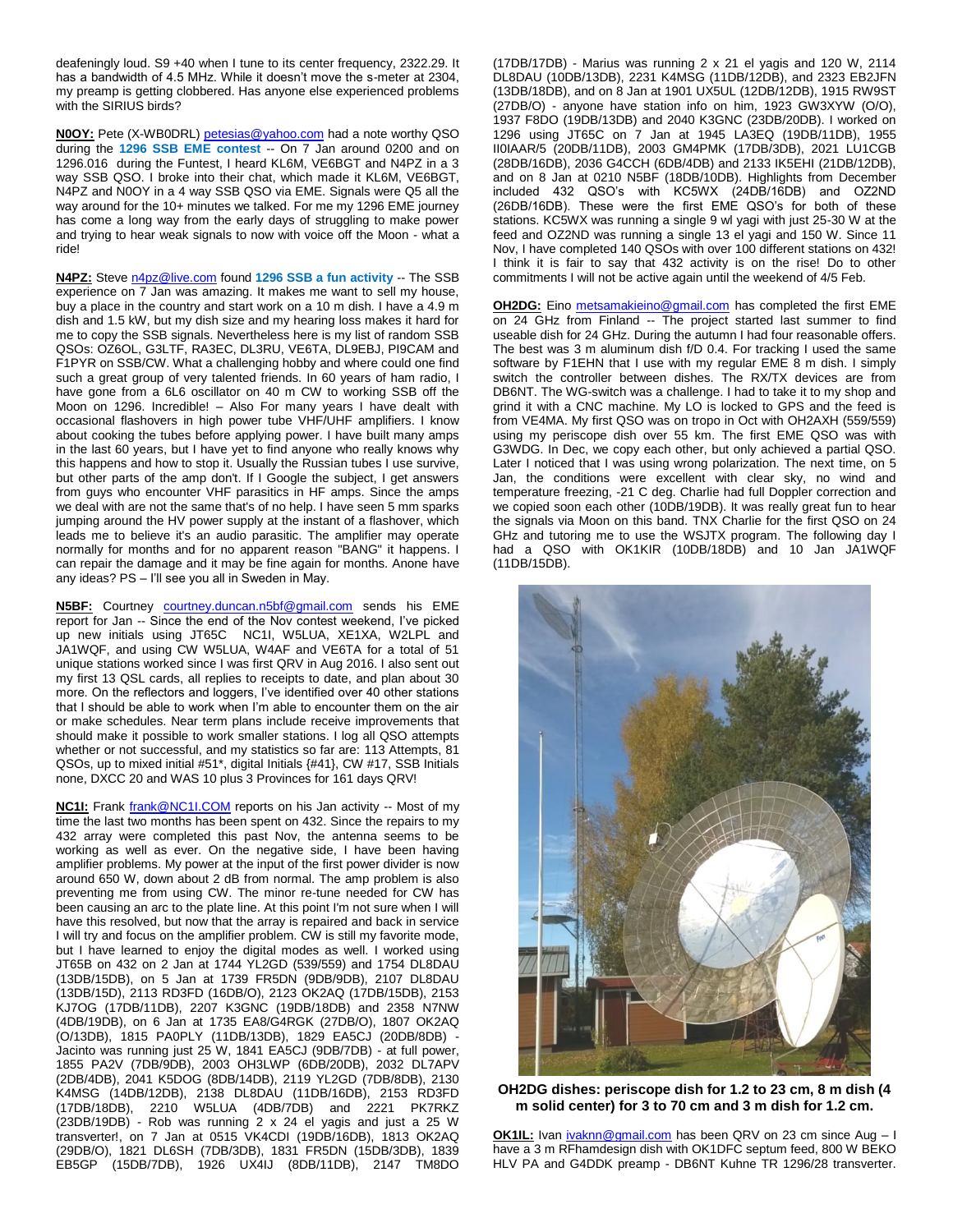deafeningly loud. S9 +40 when I tune to its center frequency, 2322.29. It has a bandwidth of 4.5 MHz. While it doesn't move the s-meter at 2304, my preamp is getting clobbered. Has anyone else experienced problems with the SIRIUS birds?

**N0OY:** Pete (X-WB0DRL) petesias@yahoo.com had a note worthy QSO during the **1296 SSB EME contest** -- On 7 Jan around 0200 and on 1296.016 during the Funtest, I heard KL6M, VE6BGT and N4PZ in a 3 way SSB QSO. I broke into their chat, which made it KL6M, VE6BGT, N4PZ and N0OY in a 4 way SSB QSO via EME. Signals were Q5 all the way around for the 10+ minutes we talked. For me my 1296 EME journey has come a long way from the early days of struggling to make power and trying to hear weak signals to now with voice off the Moon - what a ride!

**N4PZ:** Steve n4pz@live.com found **1296 SSB a fun activity** -- The SSB experience on 7 Jan was amazing. It makes me want to sell my house, buy a place in the country and start work on a 10 m dish. I have a 4.9 m dish and 1.5 kW, but my dish size and my hearing loss makes it hard for me to copy the SSB signals. Nevertheless here is my list of random SSB QSOs: OZ6OL, G3LTF, RA3EC, DL3RU, VE6TA, DL9EBJ, PI9CAM and F1PYR on SSB/CW. What a challenging hobby and where could one find such a great group of very talented friends. In 60 years of ham radio, I have gone from a 6L6 oscillator on 40 m CW to working SSB off the Moon on 1296. Incredible! – Also For many years I have dealt with occasional flashovers in high power tube VHF/UHF amplifiers. I know about cooking the tubes before applying power. I have built many amps in the last 60 years, but I have yet to find anyone who really knows why this happens and how to stop it. Usually the Russian tubes I use survive, but other parts of the amp don't. If I Google the subject, I get answers from guys who encounter VHF parasitics in HF amps. Since the amps we deal with are not the same that's of no help. I have seen 5 mm sparks jumping around the HV power supply at the instant of a flashover, which leads me to believe it's an audio parasitic. The amplifier may operate normally for months and for no apparent reason "BANG" it happens. I can repair the damage and it may be fine again for months. Anone have any ideas? PS – I'll see you all in Sweden in May.

**N5BF:** Courtney courtney.duncan.n5bf@gmail.com sends his EME report for Jan -- Since the end of the Nov contest weekend, I've picked up new initials using JT65C NC1I, W5LUA, XE1XA, W2LPL and JA1WQF, and using CW W5LUA, W4AF and VE6TA for a total of 51 unique stations worked since I was first QRV in Aug 2016. I also sent out my first 13 QSL cards, all replies to receipts to date, and plan about 30 more. On the reflectors and loggers, I've identified over 40 other stations that I should be able to work when I'm able to encounter them on the air or make schedules. Near term plans include receive improvements that should make it possible to work smaller stations. I log all QSO attempts whether or not successful, and my statistics so far are: 113 Attempts, 81 QSOs, up to mixed initial #51*, digital Initials {#41}, CW #17, SSB Initials none, DXCC 20 and WAS 10 plus 3 Provinces for 161 days QRV!

**NC1I:** Frank frank@NC1I.COM reports on his Jan activity -- Most of my time the last two months has been spent on 432. Since the repairs to my 432 array were completed this past Nov, the antenna seems to be working as well as ever. On the negative side, I have been having amplifier problems. My power at the input of the first power divider is now around 650 W, down about 2 dB from normal. The amp problem is also preventing me from using CW. The minor re-tune needed for CW has been causing an arc to the plate line. At this point I'm not sure when I will have this resolved, but now that the array is repaired and back in service I will try and focus on the amplifier problem. CW is still my favorite mode, but I have learned to enjoy the digital modes as well. I worked using JT65B on 432 on 2 Jan at 1744 YL2GD (539/559) and 1754 DL8DAU (13DB/15DB), on 5 Jan at 1739 FR5DN (9DB/9DB), 2107 DL8DAU (13DB/15D), 2113 RD3FD (16DB/O), 2123 OK2AQ (17DB/15DB), 2153 KJ7OG (17DB/11DB), 2207 K3GNC (19DB/18DB) and 2358 N7NW (4DB/19DB), on 6 Jan at 1735 EA8/G4RGK (27DB/O), 1807 OK2AQ (O/13DB), 1815 PA0PLY (11DB/13DB), 1829 EA5CJ (20DB/8DB) - Jacinto was running just 25 W, 1841 EA5CJ (9DB/7DB) - at full power, 1855 PA2V (7DB/9DB), 2003 OH3LWP (6DB/20DB), 2032 DL7APV (2DB/4DB), 2041 K5DOG (8DB/14DB), 2119 YL2GD (7DB/8DB), 2130 K4MSG (14DB/12DB), 2138 DL8DAU (11DB/16DB), 2153 RD3FD (17DB/18DB), 2210 W5LUA (4DB/7DB) and 2221 PK7RKZ (23DB/19DB) - Rob was running 2 x 24 el yagis and just a 25 W transverter!, on 7 Jan at 0515 VK4CDI (19DB/16DB), 1813 OK2AQ (29DB/O), 1821 DL6SH (7DB/3DB), 1831 FR5DN (15DB/3DB), 1839 EB5GP (15DB/7DB), 1926 UX4IJ (8DB/11DB), 2147 TM8DO (17DB/17DB) - Marius was running 2 x 21 el yagis and 120 W, 2114 DL8DAU (10DB/13DB), 2231 K4MSG (11DB/12DB), and 2323 EB2JFN (13DB/18DB), and on 8 Jan at 1901 UX5UL (12DB/12DB), 1915 RW9ST (27DB/O) - anyone have station info on him, 1923 GW3XYW (O/O), 1937 F8DO (19DB/13DB) and 2040 K3GNC (23DB/20DB). I worked on 1296 using JT65C on 7 Jan at 1945 LA3EQ (19DB/11DB), 1955 II0IAAR/5 (20DB/11DB), 2003 GM4PMK (17DB/3DB), 2021 LU1CGB (28DB/16DB), 2036 G4CCH (6DB/4DB) and 2133 IK5EHI (21DB/12DB), and on 8 Jan at 0210 N5BF (18DB/10DB). Highlights from December included 432 QSO's with KC5WX (24DB/16DB) and OZ2ND (26DB/16DB). These were the first EME QSO's for both of these stations. KC5WX was running a single 9 wl yagi with just 25-30 W at the feed and OZ2ND was running a single 13 el yagi and 150 W. Since 11 Nov, I have completed 140 QSOs with over 100 different stations on 432! I think it is fair to say that 432 activity is on the rise! Do to other commitments I will not be active again until the weekend of 4/5 Feb.

**OH2DG:** Eino metsamakieino@gmail.com has completed the first EME on 24 GHz from Finland -- The project started last summer to find useable dish for 24 GHz. During the autumn I had four reasonable offers. The best was 3 m aluminum dish f/D 0.4. For tracking I used the same software by F1EHN that I use with my regular EME 8 m dish. I simply switch the controller between dishes. The RX/TX devices are from DB6NT. The WG-switch was a challenge. I had to take it to my shop and grind it with a CNC machine. My LO is locked to GPS and the feed is from VE4MA. My first QSO was on tropo in Oct with OH2AXH (559/559) using my periscope dish over 55 km. The first EME QSO was with G3WDG. In Dec, we copy each other, but only achieved a partial QSO. Later I noticed that I was using wrong polarization. The next time, on 5 Jan, the conditions were excellent with clear sky, no wind and temperature freezing, -21 C deg. Charlie had full Doppler correction and we copied soon each other (10DB/19DB). It was really great fun to hear the signals via Moon on this band. TNX Charlie for the first QSO on 24 GHz and tutoring me to use the WSJTX program. The following day I had a QSO with OK1KIR (10DB/18DB) and 10 Jan JA1WQF (11DB/15DB).

**OH2DG dishes: periscope dish for 1.2 to 23 cm, 8 m dish (4 m solid center) for 3 to 70 cm and 3 m dish for 1.2 cm.**

**OK1IL:** Ivan ivaknn@gmail.com has been QRV on 23 cm since Aug – I have a 3 m RFhamdesign dish with OK1DFC septum feed, 800 W BEKO HLV PA and G4DDK preamp - DB6NT Kuhne TR 1296/28 transverter.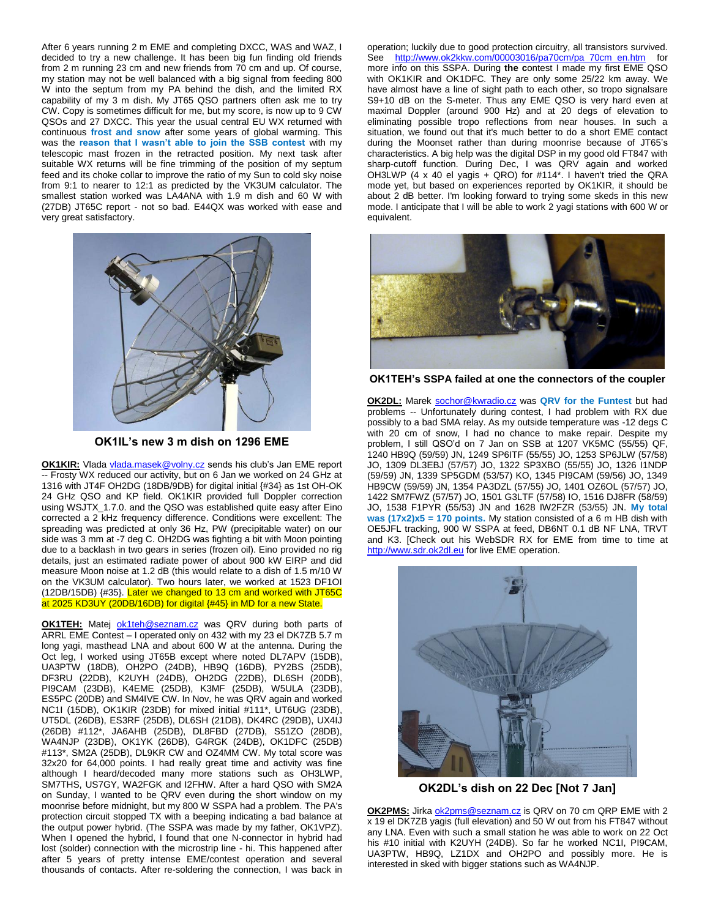After 6 years running 2 m EME and completing DXCC, WAS and WAZ, I decided to try a new challenge. It has been big fun finding old friends from 2 m running 23 cm and new friends from 70 cm and up. Of course, my station may not be well balanced with a big signal from feeding 800 W into the septum from my PA behind the dish, and the limited RX capability of my 3 m dish. My JT65 QSO partners often ask me to try CW. Copy is sometimes difficult for me, but my score, is now up to 9 CW QSOs and 27 DXCC. This year the usual central EU WX returned with continuous **frost and snow** after some years of global warming. This was the **reason that I wasn't able to join the SSB contest** with my telescopic mast frozen in the retracted position. My next task after suitable WX returns will be fine trimming of the position of my septum feed and its choke collar to improve the ratio of my Sun to cold sky noise from 9:1 to nearer to 12:1 as predicted by the VK3UM calculator. The smallest station worked was LA4ANA with 1.9 m dish and 60 W with (27DB) JT65C report - not so bad. E44QX was worked with ease and very great satisfactory.

**OK1IL's new 3 m dish on 1296 EME**

**OK1KIR:** Vlada vlada.masek@volny.cz sends his club's Jan EME report -- Frosty WX reduced our activity, but on 6 Jan we worked on 24 GHz at 1316 with JT4F OH2DG (18DB/9DB) for digital initial {#34} as 1st OH-OK 24 GHz QSO and KP field. OK1KIR provided full Doppler correction using WSJTX_1.7.0. and the QSO was established quite easy after Eino corrected a 2 kHz frequency difference. Conditions were excellent: The spreading was predicted at only 36 Hz, PW (precipitable water) on our side was 3 mm at -7 deg C. OH2DG was fighting a bit with Moon pointing due to a backlash in two gears in series (frozen oil). Eino provided no rig details, just an estimated radiate power of about 900 kW EIRP and did measure Moon noise at 1.2 dB (this would relate to a dish of 1.5 m/10 W on the VK3UM calculator). Two hours later, we worked at 1523 DF1OI (12DB/15DB) {#35}. Later we changed to 13 cm and worked with JT65C at 2025 KD3UY (20DB/16DB) for digital {#45} in MD for a new State.

**OK1TEH:** Matej ok1teh@seznam.cz was QRV during both parts of ARRL EME Contest – I operated only on 432 with my 23 el DK7ZB 5.7 m long yagi, masthead LNA and about 600 W at the antenna. During the Oct leg, I worked using JT65B except where noted DL7APV (15DB), UA3PTW (18DB), OH2PO (24DB), HB9Q (16DB), PY2BS (25DB), DF3RU (22DB), K2UYH (24DB), OH2DG (22DB), DL6SH (20DB), PI9CAM (23DB), K4EME (25DB), K3MF (25DB), W5ULA (23DB), ES5PC (20DB) and SM4IVE CW. In Nov, he was QRV again and worked NC1I (15DB), OK1KIR (23DB) for mixed initial #111*, UT6UG (23DB), UT5DL (26DB), ES3RF (25DB), DL6SH (21DB), DK4RC (29DB), UX4IJ (26DB) #112*, JA6AHB (25DB), DL8FBD (27DB), S51ZO (28DB), WA4NJP (23DB), OK1YK (26DB), G4RGK (24DB), OK1DFC (25DB) #113*, SM2A (25DB), DL9KR CW and OZ4MM CW. My total score was 32x20 for 64,000 points. I had really great time and activity was fine although I heard/decoded many more stations such as OH3LWP, SM7THS, US7GY, WA2FGK and I2FHW. After a hard QSO with SM2A on Sunday, I wanted to be QRV even during the short window on my moonrise before midnight, but my 800 W SSPA had a problem. The PA's protection circuit stopped TX with a beeping indicating a bad balance at the output power hybrid. (The SSPA was made by my father, OK1VPZ). When I opened the hybrid, I found that one N-connector in hybrid had lost (solder) connection with the microstrip line - hi. This happened after after 5 years of pretty intense EME/contest operation and several thousands of contacts. After re-soldering the connection, I was back in operation; luckily due to good protection circuitry, all transistors survived. See http://www.ok2kkw.com/00003016/pa70cm/pa_70cm_en.htm for more info on this SSPA. During **the c**ontest I made my first EME QSO with OK1KIR and OK1DFC. They are only some 25/22 km away. We have almost have a line of sight path to each other, so tropo signalsare S9+10 dB on the S-meter. Thus any EME QSO is very hard even at maximal Doppler (around 900 Hz) and at 20 degs of elevation to eliminating possible tropo reflections from near houses. In such a situation, we found out that it's much better to do a short EME contact during the Moonset rather than during moonrise because of JT65's characteristics. A big help was the digital DSP in my good old FT847 with sharp-cutoff function. During Dec, I was QRV again and worked OH3LWP (4 x 40 el yagis + QRO) for #114*. I haven't tried the QRA mode yet, but based on experiences reported by OK1KIR, it should be about 2 dB better. I'm looking forward to trying some skeds in this new mode. I anticipate that I will be able to work 2 yagi stations with 600 W or equivalent.

**OK1TEH's SSPA failed at one the connectors of the coupler**

**OK2DL:** Marek sochor@kwradio.cz was **QRV for the Funtest** but had problems -- Unfortunately during contest, I had problem with RX due possibly to a bad SMA relay. As my outside temperature was -12 degs C with 20 cm of snow, I had no chance to make repair. Despite my problem, I still QSO'd on 7 Jan on SSB at 1207 VK5MC (55/55) QF, 1240 HB9Q (59/59) JN, 1249 SP6ITF (55/55) JO, 1253 SP6JLW (57/58) JO, 1309 DL3EBJ (57/57) JO, 1322 SP3XBO (55/55) JO, 1326 I1NDP (59/59) JN, 1339 SP5GDM (53/57) KO, 1345 PI9CAM (59/56) JO, 1349 HB9CW (59/59) JN, 1354 PA3DZL (57/55) JO, 1401 OZ6OL (57/57) JO, 1422 SM7FWZ (57/57) JO, 1501 G3LTF (57/58) IO, 1516 DJ8FR (58/59) JO, 1538 F1PYR (55/53) JN and 1628 IW2FZR (53/55) JN. **My total was (17x2)x5 = 170 points.** My station consisted of a 6 m HB dish with OE5JFL tracking, 900 W SSPA at feed, DB6NT 0.1 dB NF LNA, TRVT and K3. [Check out his WebSDR RX for EME from time to time at http://www.sdr.ok2dl.eu for live EME operation.

**OK2DL's dish on 22 Dec [Not 7 Jan]**

**OK2PMS:** Jirka ok2pms@seznam.cz is QRV on 70 cm QRP EME with 2 x 19 el DK7ZB yagis (full elevation) and 50 W out from his FT847 without any LNA. Even with such a small station he was able to work on 22 Oct his #10 initial with K2UYH (24DB). So far he worked NC1I, PI9CAM, UA3PTW, HB9Q, LZ1DX and OH2PO and possibly more. He is interested in sked with bigger stations such as WA4NJP.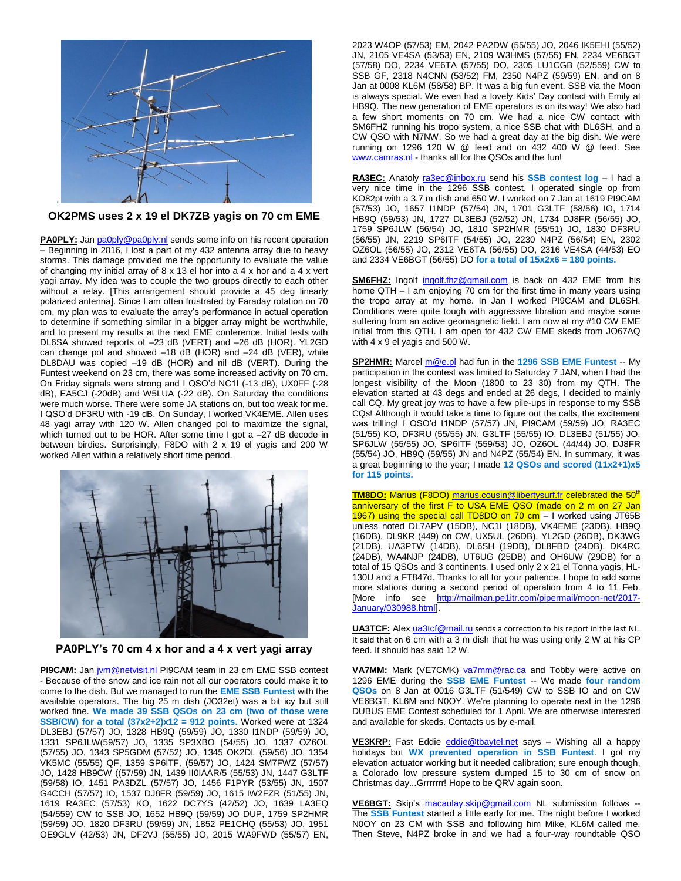**OK2PMS uses 2 x 19 el DK7ZB yagis on 70 cm EME**

**PA0PLY:** Jan pa0ply@pa0ply.nl sends some info on his recent operation – Beginning in 2016, I lost a part of my 432 antenna array due to heavy storms. This damage provided me the opportunity to evaluate the value of changing my initial array of 8 x 13 el hor into a 4 x hor and a 4 x vert yagi array. My idea was to couple the two groups directly to each other without a relay. [This arrangement should provide a 45 deg linearly polarized antenna]. Since I am often frustrated by Faraday rotation on 70 cm, my plan was to evaluate the array's performance in actual operation to determine if something similar in a bigger array might be worthwhile, and to present my results at the next EME conference. Initial tests with DL6SA showed reports of –23 dB (VERT) and –26 dB (HOR). YL2GD can change pol and showed –18 dB (HOR) and –24 dB (VER), while DL8DAU was copied –19 dB (HOR) and nil dB (VERT). During the Funtest weekend on 23 cm, there was some increased activity on 70 cm. On Friday signals were strong and I QSO'd NC1I (-13 dB), UX0FF (-28 dB), EA5CJ (-20dB) and W5LUA (-22 dB). On Saturday the conditions were much worse. There were some JA stations on, but too weak for me. I QSO'd DF3RU with -19 dB. On Sunday, I worked VK4EME. Allen uses 48 yagi array with 120 W. Allen changed pol to maximize the signal, which turned out to be HOR. After some time I got a –27 dB decode in between birdies. Surprisingly, F8DO with 2 x 19 el yagis and 200 W worked Allen within a relatively short time period.

**PA0PLY's 70 cm 4 x hor and a 4 x vert yagi array**

**PI9CAM:** Jan jvm@netvisit.nl PI9CAM team in 23 cm EME SSB contest - Because of the snow and ice rain not all our operators could make it to come to the dish. But we managed to run the **EME SSB Funtest** with the available operators. The big 25 m dish (JO32et) was a bit icy but still worked fine. **We made 39 SSB QSOs on 23 cm (two of those were SSB/CW) for a total (37x2+2)x12 = 912 points.** Worked were at 1324 DL3EBJ (57/57) JO, 1328 HB9Q (59/59) JO, 1330 I1NDP (59/59) JO, 1331 SP6JLW(59/57) JO, 1335 SP3XBO (54/55) JO, 1337 OZ6OL (57/55) JO, 1343 SP5GDM (57/52) JO, 1345 OK2DL (59/56) JO, 1354 VK5MC (55/55) QF, 1359 SP6ITF, (59/57) JO, 1424 SM7FWZ (57/57) JO, 1428 HB9CW ((57/59) JN, 1439 II0IAAR/5 (55/53) JN, 1447 G3LTF (59/58) IO, 1451 PA3DZL (57/57) JO, 1456 F1PYR (53/55) JN, 1507 G4CCH (57/57) IO, 1537 DJ8FR (59/59) JO, 1615 IW2FZR (51/55) JN, 1619 RA3EC (57/53) KO, 1622 DC7YS (42/52) JO, 1639 LA3EQ (54/559) CW to SSB JO, 1652 HB9Q (59/59) JO DUP, 1759 SP2HMR (59/59) JO, 1820 DF3RU (59/59) JN, 1852 PE1CHQ (55/53) JO, 1951 OE9GLV (42/53) JN, DF2VJ (55/55) JO, 2015 WA9FWD (55/57) EN, 2023 W4OP (57/53) EM, 2042 PA2DW (55/55) JO, 2046 IK5EHI (55/52) JN, 2105 VE4SA (53/53) EN, 2109 W3HMS (57/55) FN, 2234 VE6BGT (57/58) DO, 2234 VE6TA (57/55) DO, 2305 LU1CGB (52/559) CW to SSB GF, 2318 N4CNN (53/52) FM, 2350 N4PZ (59/59) EN, and on 8 Jan at 0008 KL6M (58/58) BP. It was a big fun event. SSB via the Moon is always special. We even had a lovely Kids' Day contact with Emily at HB9Q. The new generation of EME operators is on its way! We also had a few short moments on 70 cm. We had a nice CW contact with SM6FHZ running his tropo system, a nice SSB chat with DL6SH, and a CW QSO with N7NW. So we had a great day at the big dish. We were running on 1296 120 W @ feed and on 432 400 W @ feed. See www.camras.nl - thanks all for the QSOs and the fun!

**RA3EC:** Anatoly ra3ec@inbox.ru send his **SSB contest log** – I had a very nice time in the 1296 SSB contest. I operated single op from KO82pt with a 3.7 m dish and 650 W. I worked on 7 Jan at 1619 PI9CAM (57/53) JO, 1657 I1NDP (57/54) JN, 1701 G3LTF (58/56) IO, 1714 HB9Q (59/53) JN, 1727 DL3EBJ (52/52) JN, 1734 DJ8FR (56/55) JO, 1759 SP6JLW (56/54) JO, 1810 SP2HMR (55/51) JO, 1830 DF3RU (56/55) JN, 2219 SP6ITF (54/55) JO, 2230 N4PZ (56/54) EN, 2302 OZ6OL (56/55) JO, 2312 VE6TA (56/55) DO, 2316 VE4SA (44/52) EO and 2334 VE6BGT (56/55) DO **for a total of 15x2x6 = 180 points.**

**SM6FHZ:** Ingolf ingolf.fhz@gmail.com is back on 432 EME from his home QTH – I am enjoying 70 cm for the first time in many years using the tropo array at my home. In Jan I worked PI9CAM and DL6SH. Conditions were quite tough with aggressive libration and maybe some suffering from an active geomagnetic field. I am now at my #10 CW EME initial from this QTH. I am open for 432 CW EME skeds from JO67AQ with 4 x 9 el yagis and 500 W.

**SP2HMR:** Marcel m@e.pl had fun in the **1296 SSB EME Funtest** -- My participation in the contest was limited to Saturday 7 JAN, when I had the longest visibility of the Moon (1800 to 23 30) from my QTH. The elevation started at 43 degs and ended at 26 degs, I decided to mainly call CQ. My great joy was to have a few pile-ups in response to my SSB CQs! Although it would take a time to figure out the calls, the excitement was trilling! I QSO'd I1NDP (57/57) JN, PI9CAM (59/59) JO, RA3EC (51/55) KO, DF3RU (55/55) JN, G3LTF (55/55) IO, DL3EBJ (51/55) JO, SP6JLW (55/55) JO, SP6ITF (559/53) JO, OZ6OL (44/44) JO, DJ8FR (55/54) JO, HB9Q (59/55) JN and N4PZ (55/54) EN. In summary, it was a great beginning to the year; I made **12 QSOs and scored (11x2+1)x5 for 115 points.**

**TM8DO:** Marius (F8DO) marius.cousin@libertysurf.fr celebrated the 50th anniversary of the first F to USA EME QSO (made on 2 m on 27 Jan 1967) using the special call TD8DO on 70 cm – I worked using JT65B unless noted DL7APV (15DB), NC1I (18DB), VK4EME (23DB), HB9Q (16DB), DL9KR (449) on CW, UX5UL (26DB), YL2GD (26DB), DK3WG (21DB), UA3PTW (14DB), DL6SH (19DB), DL8FBD (24DB), DK4RC (24DB), WA4NJP (24DB), UT6UG (25DB) and OH6UW (29DB) for a total of 15 QSOs and 3 continents. I used only 2 x 21 el Tonna yagis, HL-130U and a FT847d. Thanks to all for your patience. I hope to add some more stations during a second period of operation from 4 to 11 Feb. [More info see http://mailman.pe1itr.com/pipermail/moon-net/2017-January/030988.html].

**UA3TCF:** Alex ua3tcf@mail.ru sends a correction to his report in the last NL. It said that on 6 cm with a 3 m dish that he was using only 2 W at his CP feed. It should has said 12 W.

**VA7MM:** Mark (VE7CMK) va7mm@rac.ca and Tobby were active on 1296 EME during the **SSB EME Funtest** -- We made **four random QSOs** on 8 Jan at 0016 G3LTF (51/549) CW to SSB IO and on CW VE6BGT, KL6M and N0OY. We're planning to operate next in the 1296 DUBUS EME Contest scheduled for 1 April. We are otherwise interested and available for skeds. Contacts us by e-mail.

**VE3KRP:** Fast Eddie eddie@tbaytel.net says – Wishing all a happy holidays but **WX prevented operation in SSB Funtest**. I got my elevation actuator working but it needed calibration; sure enough though, a Colorado low pressure system dumped 15 to 30 cm of snow on Christmas day...Grrrrrrr! Hope to be QRV again soon.

**VE6BGT:** Skip's macaulay.skip@gmail.com NL submission follows -- The **SSB Funtest** started a little early for me. The night before I worked N0OY on 23 CM with SSB and following him Mike, KL6M called me. Then Steve, N4PZ broke in and we had a four-way roundtable QSO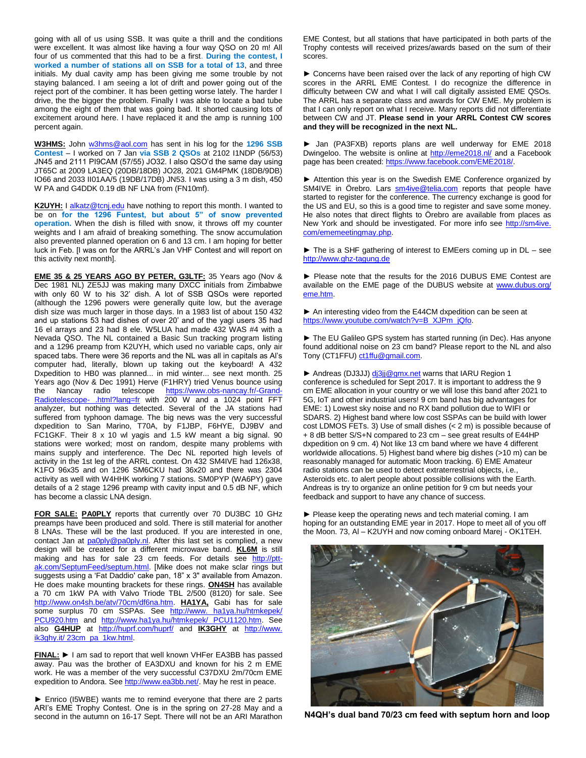going with all of us using SSB. It was quite a thrill and the conditions were excellent. It was almost like having a four way QSO on 20 m! All four of us commented that this had to be a first. **During the contest, I worked a number of stations all on SSB for a total of 13**, and three initials. My dual cavity amp has been giving me some trouble by not staying balanced. I am seeing a lot of drift and power going out of the reject port of the combiner. It has been getting worse lately. The harder I drive, the the bigger the problem. Finally I was able to locate a bad tube among the eight of them that was going bad. It shorted causing lots of excitement around here. I have replaced it and the amp is running 100 percent again.

**W3HMS:** John w3hms@aol.com has sent in his log for the **1296 SSB Contest** – I worked on 7 Jan **via SSB 2 QSOs** at 2102 I1NDP (56/53) JN45 and 2111 PI9CAM (57/55) JO32. I also QSO'd the same day using JT65C at 2009 LA3EQ (20DB/18DB) JO28, 2021 GM4PMK (18DB/9DB) IO66 and 2033 II01AA/5 (19DB/17DB) JN53. I was using a 3 m dish, 450 W PA and G4DDK 0.19 dB NF LNA from (FN10mf).

**K2UYH:** I alkatz@tcnj.edu have nothing to report this month. I wanted to be on **for the 1296 Funtest, but about 5" of snow prevented operation.** When the dish is filled with snow, it throws off my counter weights and I am afraid of breaking something. The snow accumulation also prevented planned operation on 6 and 13 cm. I am hoping for better luck in Feb. [I was on for the ARRL's Jan VHF Contest and will report on this activity next month].

**EME 35 & 25 YEARS AGO BY PETER, G3LTF:** 35 Years ago (Nov & Dec 1981 NL) ZE5JJ was making many DXCC initials from Zimbabwe with only 60 W to his 32' dish. A lot of SSB QSOs were reported (although the 1296 powers were generally quite low, but the average dish size was much larger in those days. In a 1983 list of about 150 432 and up stations 53 had dishes of over 20' and of the yagi users 35 had 16 el arrays and 23 had 8 ele. W5LUA had made 432 WAS #4 with a Nevada QSO. The NL contained a Basic Sun tracking program listing and a 1296 preamp from K2UYH, which used no variable caps, only air spaced tabs. There were 36 reports and the NL was all in capitals as Al's computer had, literally, blown up taking out the keyboard! A 432 Dxpedition to HB0 was planned... in mid winter... see next month. 25 Years ago (Nov & Dec 1991) Herve (F1HRY) tried Venus bounce using the Nancay radio telescope https://www.obs-nancay.fr/-Grand-Radiotelescope-.html?lang=fr with 200 W and a 1024 point FFT analyzer, but nothing was detected. Several of the JA stations had suffered from typhoon damage. The big news was the very successful dxpedition to San Marino, T70A, by F1JBP, F6HYE, DJ9BV and FC1GKF. Their 8 x 10 wl yagis and 1.5 kW meant a big signal. 90 stations were worked; most on random, despite many problems with mains supply and interference. The Dec NL reported high levels of activity in the 1st leg of the ARRL contest. On 432 SM4IVE had 126x38, K1FO 96x35 and on 1296 SM6CKU had 36x20 and there was 2304 activity as well with W4HHK working 7 stations. SM0PYP (WA6PY) gave details of a 2 stage 1296 preamp with cavity input and 0.5 dB NF, which has become a classic LNA design.

**FOR SALE:** **PA0PLY** reports that currently over 70 DU3BC 10 GHz preamps have been produced and sold. There is still material for another 8 LNAs. These will be the last produced. If you are interested in one, contact Jan at pa0ply@pa0ply.nl. After this last set is complied, a new design will be created for a different microwave band. **KL6M** is still making and has for sale 23 cm feeds. For details see http://ptt-ak.com/SeptumFeed/septum.html. [Mike does not make sclar rings but suggests using a 'Fat Daddio' cake pan, 18" x 3" available from Amazon. He does make mounting brackets for these rings. **ON4SH** has available a 70 cm 1kW PA with Valvo Triode TBL 2/500 (8120) for sale. See http://www.on4sh.be/atv/70cm/df6na.htm. **HA1YA,** Gabi has for sale some surplus 70 cm SSPAs. See http://www.ha1ya.hu/htmkepek/PCU920.htm and http://www.ha1ya.hu/htmkepek/PCU1120.htm. See also **G4HUP** at http://huprf.com/huprf/ and **IK3GHY** at http://www.ik3ghy.it/23cm_pa_1kw.html.

**FINAL:** ► I am sad to report that well known VHFer EA3BB has passed away. Pau was the brother of EA3DXU and known for his 2 m EME work. He was a member of the very successful C37DXU 2m/70cm EME expedition to Andora. See http://www.ea3bb.net/. May he rest in peace.

► Enrico (I5WBE) wants me to remind everyone that there are 2 parts ARI's EME Trophy Contest. One is in the spring on 27-28 May and a second in the autumn on 16-17 Sept. There will not be an ARI Marathon EME Contest, but all stations that have participated in both parts of the Trophy contests will received prizes/awards based on the sum of their scores.

► Concerns have been raised over the lack of any reporting of high CW scores in the ARRL EME Contest. I do recognize the difference in difficulty between CW and what I will call digitally assisted EME QSOs. The ARRL has a separate class and awards for CW EME. My problem is that I can only report on what I receive. Many reports did not differentiate between CW and JT. **Please send in your ARRL Contest CW scores and they will be recognized in the next NL.**

► Jan (PA3FXB) reports plans are well underway for EME 2018 Dwingeloo. The website is online at http://eme2018.nl/ and a Facebook page has been created: https://www.facebook.com/EME2018/.

► Attention this year is on the Swedish EME Conference organized by SM4IVE in Örebro. Lars sm4ive@telia.com reports that people have started to register for the conference. The currency exchange is good for the US and EU, so this is a good time to register and save some money. He also notes that direct flights to Örebro are available from places as New York and should be investigated. For more info see http://sm4ive.com/ememeetingmay.php.

► The is a SHF gathering of interest to EMEers coming up in DL – see http://www.ghz-tagung.de

► Please note that the results for the 2016 DUBUS EME Contest are available on the EME page of the DUBUS website at www.dubus.org/eme.htm.

► An interesting video from the E44CM dxpedition can be seen at https://www.youtube.com/watch?v=B_XJPm_jQfo.

► The EU Galileo GPS system has started running (in Dec). Has anyone found additional noise on 23 cm band? Please report to the NL and also Tony (CT1FFU) ct1ffu@gmail.com.

► Andreas (DJ3JJ) dj3jj@gmx.net warns that IARU Region 1 conference is scheduled for Sept 2017. It is important to address the 9 cm EME allocation in your country or we will lose this band after 2021 to 5G, IoT and other industrial users! 9 cm band has big advantages for EME: 1) Lowest sky noise and no RX band pollution due to WIFI or SDARS. 2) Highest band where low cost SSPAs can be build with lower cost LDMOS FETs. 3) Use of small dishes (< 2 m) is possible because of + 8 dB better S/S+N compared to 23 cm – see great results of E44HP dxpedition on 9 cm. 4) Not like 13 cm band where we have 4 different worldwide allocations. 5) Highest band where big dishes (>10 m) can be reasonably managed for automatic Moon tracking. 6) EME Amateur radio stations can be used to detect extraterrestrial objects, i.e., Asteroids etc. to alert people about possible collisions with the Earth. Andreas is try to organize an online petition for 9 cm but needs your feedback and support to have any chance of success.

► Please keep the operating news and tech material coming. I am hoping for an outstanding EME year in 2017. Hope to meet all of you off the Moon. 73, Al – K2UYH and now coming onboard Marej - OK1TEH.

**N4QH's dual band 70/23 cm feed with septum horn and loop**